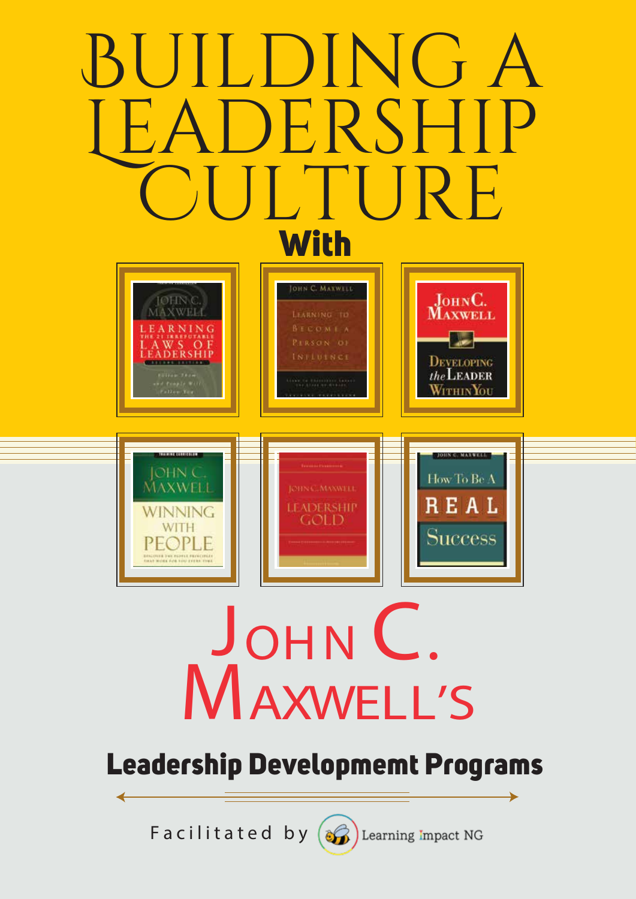# BUILDING A LEADERSHIP CULTURE

## With

JOHN C. MAXWELL — LEARNING THE 21 IRREFUTABLE LAWS OF LEADERSHIP

JOHN C. MAXWELL — LEARNING TO BECOME A PERSON OF INFLUENCE

JOHN C. MAXWELL — DEVELOPING the LEADER WITHIN YOU

JOHN C. MAXWELL — WINNING WITH PEOPLE

JOHN C. MAXWELL — LEADERSHIP GOLD

JOHN C. MAXWELL — How To Be A REAL Success

# JOHN C. MAXWELL'S

## Leadership Developmemt Programs

Facilitated by Learning Impact NG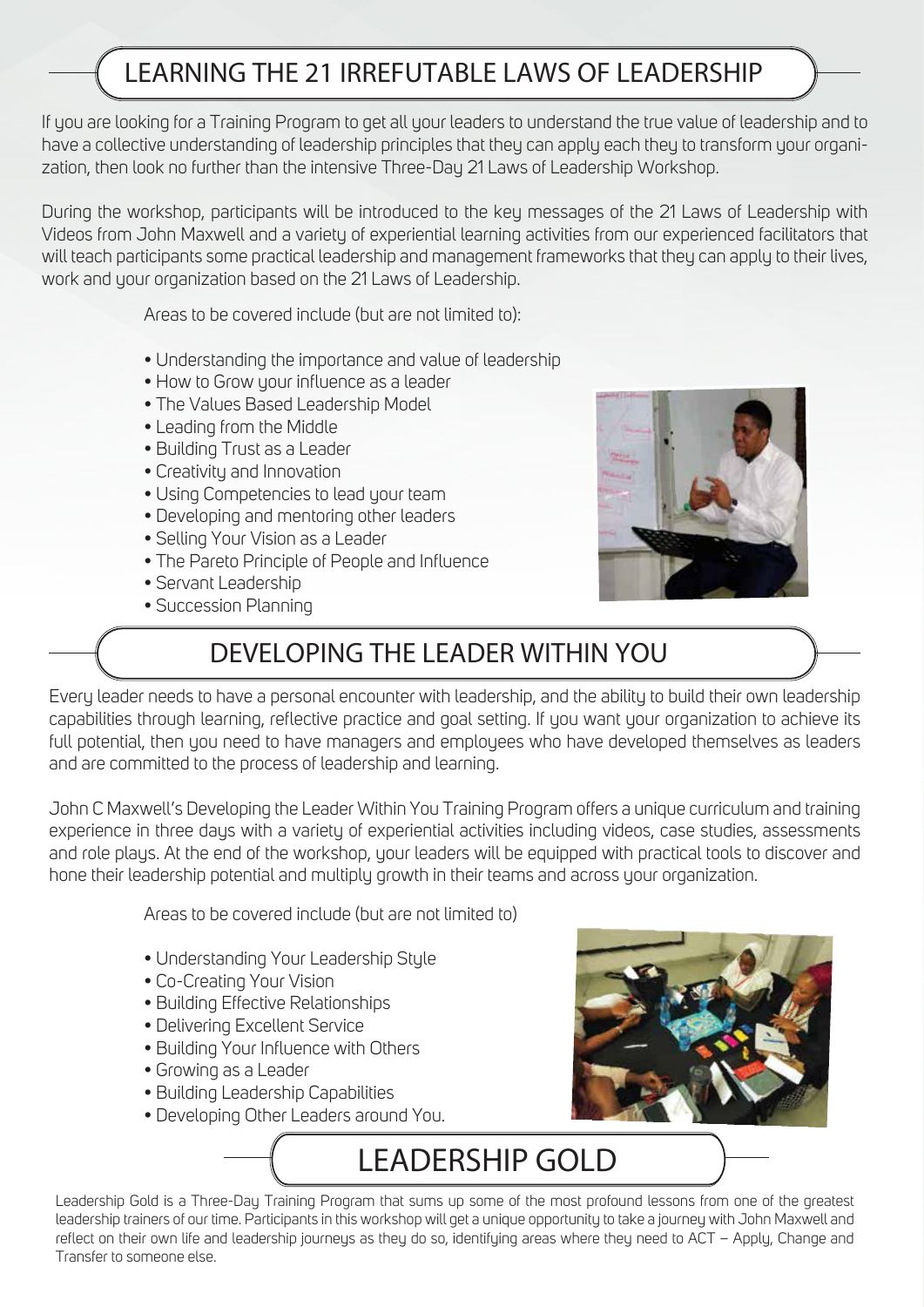## LEARNING THE 21 IRREFUTABLE LAWS OF LEADERSHIP

If you are looking for a Training Program to get all your leaders to understand the true value of leadership and to have a collective understanding of leadership principles that they can apply each they to transform your organization, then look no further than the intensive Three-Day 21 Laws of Leadership Workshop.

During the workshop, participants will be introduced to the key messages of the 21 Laws of Leadership with Videos from John Maxwell and a variety of experiential learning activities from our experienced facilitators that will teach participants some practical leadership and management frameworks that they can apply to their lives, work and your organization based on the 21 Laws of Leadership.

Areas to be covered include (but are not limited to):

- Understanding the importance and value of leadership
- How to Grow your influence as a leader
- The Values Based Leadership Model
- Leading from the Middle
- Building Trust as a Leader
- Creativity and Innovation
- Using Competencies to lead your team
- Developing and mentoring other leaders
- Selling Your Vision as a Leader
- The Pareto Principle of People and Influence
- Servant Leadership
- Succession Planning

## DEVELOPING THE LEADER WITHIN YOU

Every leader needs to have a personal encounter with leadership, and the ability to build their own leadership capabilities through learning, reflective practice and goal setting. If you want your organization to achieve its full potential, then you need to have managers and employees who have developed themselves as leaders and are committed to the process of leadership and learning.

John C Maxwell's Developing the Leader Within You Training Program offers a unique curriculum and training experience in three days with a variety of experiential activities including videos, case studies, assessments and role plays. At the end of the workshop, your leaders will be equipped with practical tools to discover and hone their leadership potential and multiply growth in their teams and across your organization.

Areas to be covered include (but are not limited to)

- Understanding Your Leadership Style
- Co-Creating Your Vision
- Building Effective Relationships
- Delivering Excellent Service
- Building Your Influence with Others
- Growing as a Leader
- Building Leadership Capabilities
- Developing Other Leaders around You.

## LEADERSHIP GOLD

Leadership Gold is a Three-Day Training Program that sums up some of the most profound lessons from one of the greatest leadership trainers of our time. Participants in this workshop will get a unique opportunity to take a journey with John Maxwell and reflect on their own life and leadership journeys as they do so, identifying areas where they need to ACT – Apply, Change and Transfer to someone else.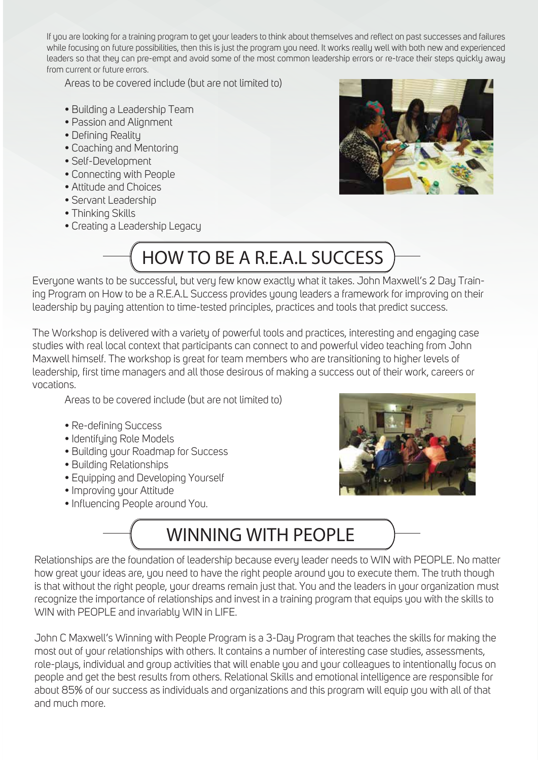If you are looking for a training program to get your leaders to think about themselves and reflect on past successes and failures while focusing on future possibilities, then this is just the program you need. It works really well with both new and experienced leaders so that they can pre-empt and avoid some of the most common leadership errors or re-trace their steps quickly away from current or future errors.

Areas to be covered include (but are not limited to)

- Building a Leadership Team
- Passion and Alignment
- Defining Reality
- Coaching and Mentoring
- Self-Development
- Connecting with People
- Attitude and Choices
- Servant Leadership
- Thinking Skills
- Creating a Leadership Legacy

## HOW TO BE A R.E.A.L SUCCESS

Everyone wants to be successful, but very few know exactly what it takes. John Maxwell's 2 Day Training Program on How to be a R.E.A.L Success provides young leaders a framework for improving on their leadership by paying attention to time-tested principles, practices and tools that predict success.

The Workshop is delivered with a variety of powerful tools and practices, interesting and engaging case studies with real local context that participants can connect to and powerful video teaching from John Maxwell himself. The workshop is great for team members who are transitioning to higher levels of leadership, first time managers and all those desirous of making a success out of their work, careers or vocations.

Areas to be covered include (but are not limited to)

- Re-defining Success
- Identifying Role Models
- Building your Roadmap for Success
- Building Relationships
- Equipping and Developing Yourself
- Improving your Attitude
- Influencing People around You.

## WINNING WITH PEOPLE

Relationships are the foundation of leadership because every leader needs to WIN with PEOPLE. No matter how great your ideas are, you need to have the right people around you to execute them. The truth though is that without the right people, your dreams remain just that. You and the leaders in your organization must recognize the importance of relationships and invest in a training program that equips you with the skills to WIN with PEOPLE and invariably WIN in LIFE.

John C Maxwell's Winning with People Program is a 3-Day Program that teaches the skills for making the most out of your relationships with others. It contains a number of interesting case studies, assessments, role-plays, individual and group activities that will enable you and your colleagues to intentionally focus on people and get the best results from others. Relational Skills and emotional intelligence are responsible for about 85% of our success as individuals and organizations and this program will equip you with all of that and much more.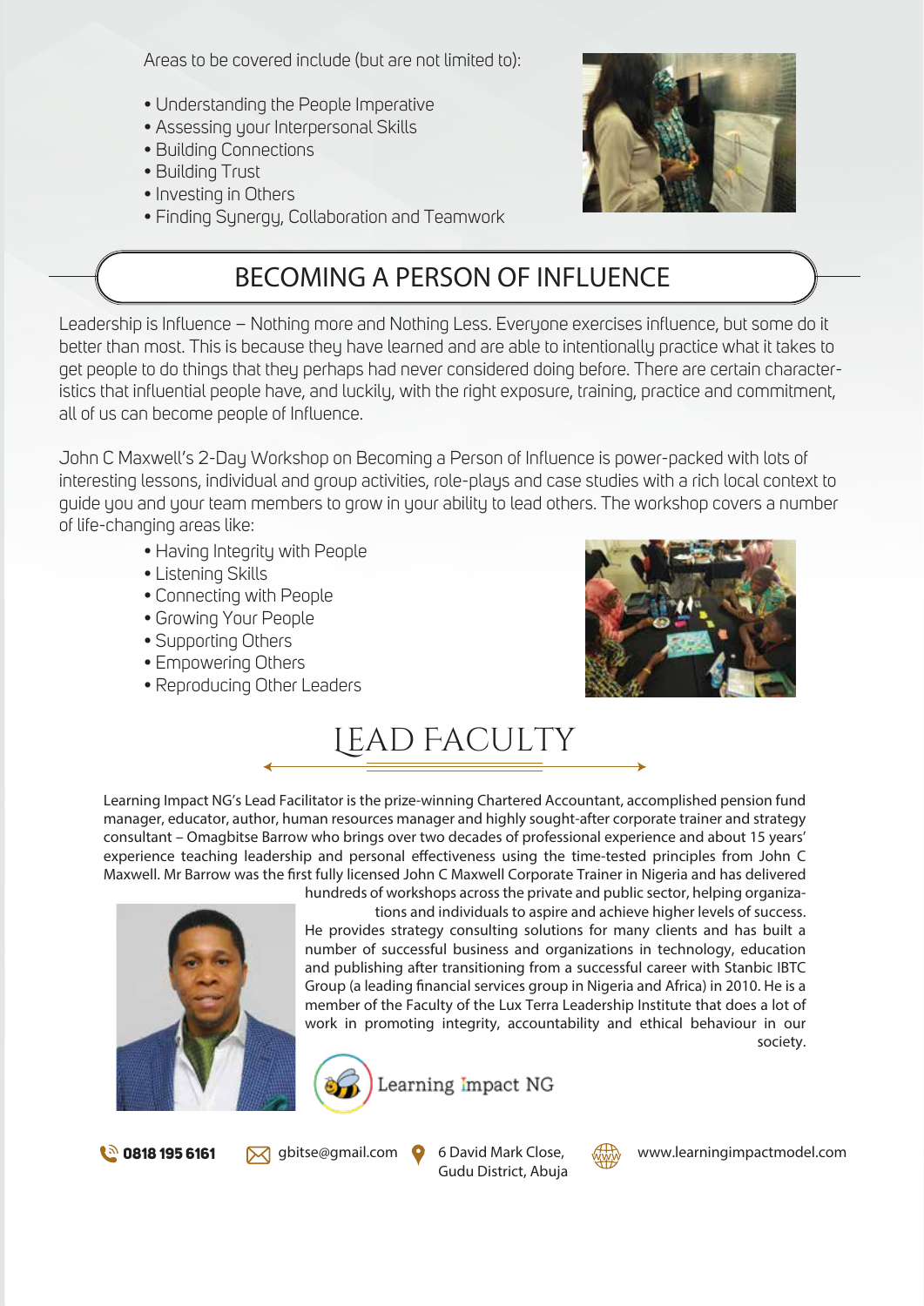Areas to be covered include (but are not limited to):

- Understanding the People Imperative
- Assessing your Interpersonal Skills
- Building Connections
- Building Trust
- Investing in Others
- Finding Synergy, Collaboration and Teamwork

## BECOMING A PERSON OF INFLUENCE

Leadership is Influence – Nothing more and Nothing Less. Everyone exercises influence, but some do it better than most. This is because they have learned and are able to intentionally practice what it takes to get people to do things that they perhaps had never considered doing before. There are certain characteristics that influential people have, and luckily, with the right exposure, training, practice and commitment, all of us can become people of Influence.

John C Maxwell's 2-Day Workshop on Becoming a Person of Influence is power-packed with lots of interesting lessons, individual and group activities, role-plays and case studies with a rich local context to guide you and your team members to grow in your ability to lead others. The workshop covers a number of life-changing areas like:

- Having Integrity with People
- Listening Skills
- Connecting with People
- Growing Your People
- Supporting Others
- Empowering Others
- Reproducing Other Leaders

## LEAD FACULTY

Learning Impact NG's Lead Facilitator is the prize-winning Chartered Accountant, accomplished pension fund manager, educator, author, human resources manager and highly sought-after corporate trainer and strategy consultant – Omagbitse Barrow who brings over two decades of professional experience and about 15 years' experience teaching leadership and personal effectiveness using the time-tested principles from John C Maxwell. Mr Barrow was the first fully licensed John C Maxwell Corporate Trainer in Nigeria and has delivered hundreds of workshops across the private and public sector, helping organizations and individuals to aspire and achieve higher levels of success. He provides strategy consulting solutions for many clients and has built a number of successful business and organizations in technology, education and publishing after transitioning from a successful career with Stanbic IBTC Group (a leading financial services group in Nigeria and Africa) in 2010. He is a member of the Faculty of the Lux Terra Leadership Institute that does a lot of work in promoting integrity, accountability and ethical behaviour in our society.

Learning Impact NG

**0818 195 6161** gbitse@gmail.com 6 David Mark Close, Gudu District, Abuja www.learningimpactmodel.com